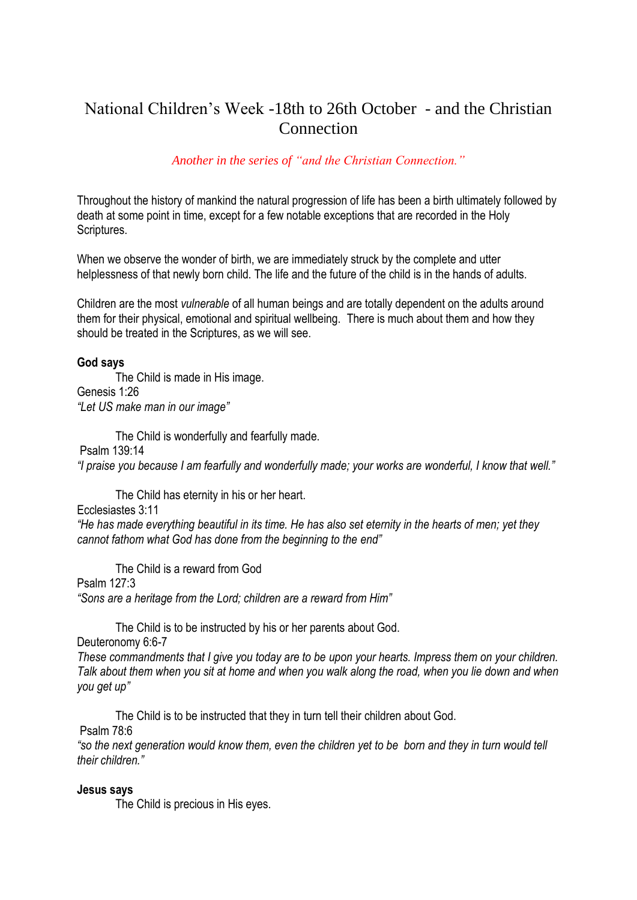# National Children's Week -18th to 26th October - and the Christian Connection

*Another in the series of "and the Christian Connection."*

Throughout the history of mankind the natural progression of life has been a birth ultimately followed by death at some point in time, except for a few notable exceptions that are recorded in the Holy Scriptures.

When we observe the wonder of birth, we are immediately struck by the complete and utter helplessness of that newly born child. The life and the future of the child is in the hands of adults.

Children are the most *vulnerable* of all human beings and are totally dependent on the adults around them for their physical, emotional and spiritual wellbeing. There is much about them and how they should be treated in the Scriptures, as we will see.

**God says**

The Child is made in His image.
Genesis 1:26
*"Let US make man in our image"*

The Child is wonderfully and fearfully made.
Psalm 139:14
*"I praise you because I am fearfully and wonderfully made; your works are wonderful, I know that well."*

The Child has eternity in his or her heart.
Ecclesiastes 3:11
*"He has made everything beautiful in its time. He has also set eternity in the hearts of men; yet they cannot fathom what God has done from the beginning to the end"*

The Child is a reward from God
Psalm 127:3
*"Sons are a heritage from the Lord; children are a reward from Him"*

The Child is to be instructed by his or her parents about God.
Deuteronomy 6:6-7
*These commandments that I give you today are to be upon your hearts. Impress them on your children. Talk about them when you sit at home and when you walk along the road, when you lie down and when you get up"*

The Child is to be instructed that they in turn tell their children about God.
Psalm 78:6
*"so the next generation would know them, even the children yet to be born and they in turn would tell their children."*

**Jesus says**

The Child is precious in His eyes.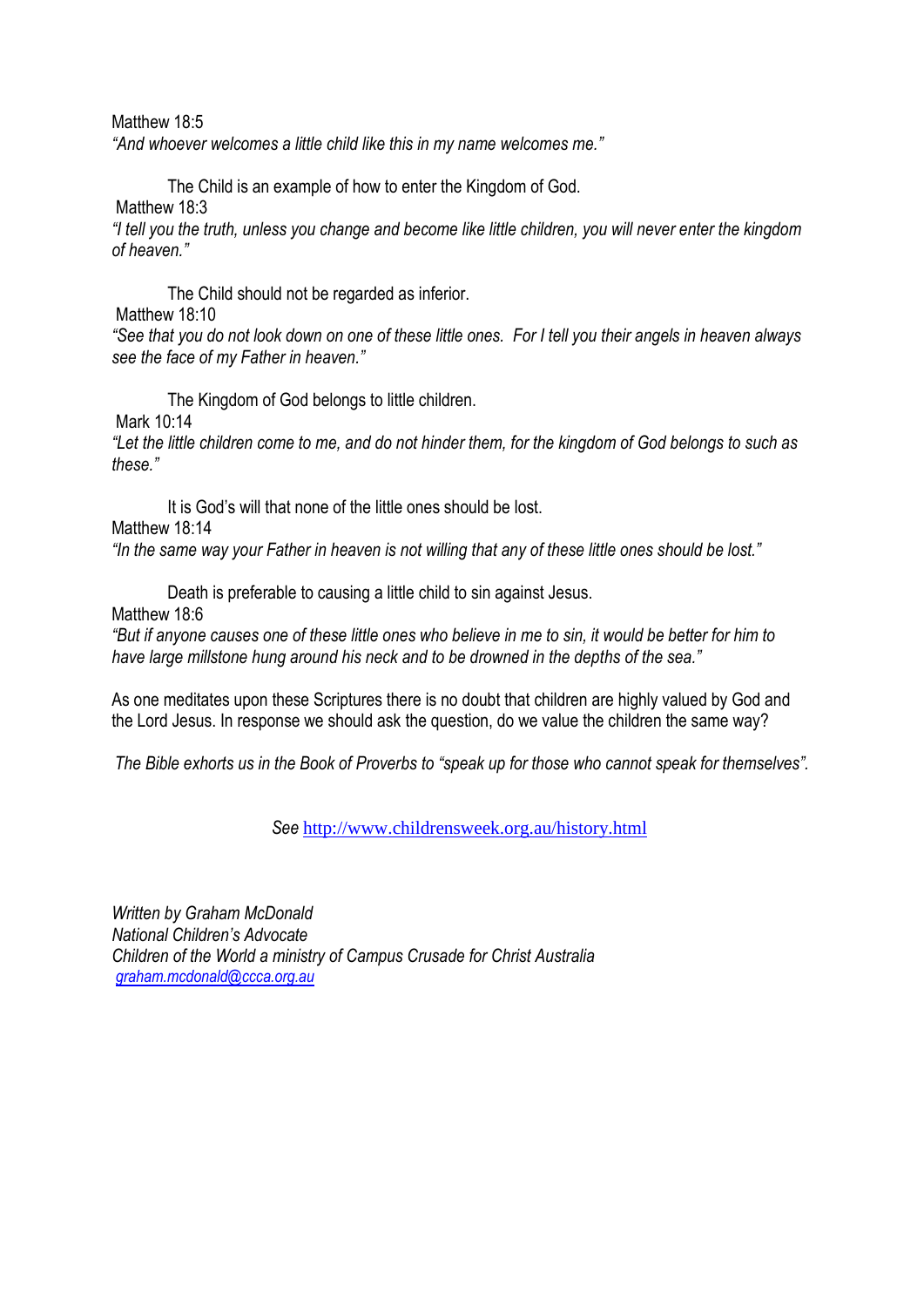Matthew 18:5

*"And whoever welcomes a little child like this in my name welcomes me."*

The Child is an example of how to enter the Kingdom of God.

Matthew 18:3

*"I tell you the truth, unless you change and become like little children, you will never enter the kingdom of heaven."*

The Child should not be regarded as inferior.

Matthew 18:10

*"See that you do not look down on one of these little ones. For I tell you their angels in heaven always see the face of my Father in heaven."*

The Kingdom of God belongs to little children.

Mark 10:14

*"Let the little children come to me, and do not hinder them, for the kingdom of God belongs to such as these."*

It is God's will that none of the little ones should be lost.

Matthew 18:14

*"In the same way your Father in heaven is not willing that any of these little ones should be lost."*

Death is preferable to causing a little child to sin against Jesus.

Matthew 18:6

*"But if anyone causes one of these little ones who believe in me to sin, it would be better for him to have large millstone hung around his neck and to be drowned in the depths of the sea."*

As one meditates upon these Scriptures there is no doubt that children are highly valued by God and the Lord Jesus. In response we should ask the question, do we value the children the same way?

*The Bible exhorts us in the Book of Proverbs to "speak up for those who cannot speak for themselves".*

*See* http://www.childrensweek.org.au/history.html

*Written by Graham McDonald*
*National Children's Advocate*
*Children of the World a ministry of Campus Crusade for Christ Australia*
*graham.mcdonald@ccca.org.au*